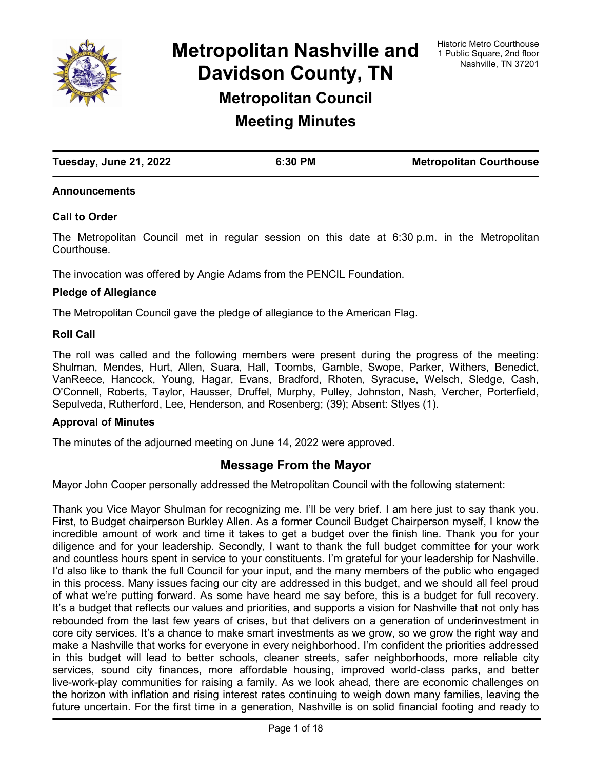# Metropolitan Nashville and Davidson County, TN

Historic Metro Courthouse
1 Public Square, 2nd floor
Nashville, TN 37201

## Metropolitan Council

## Meeting Minutes

**Tuesday, June 21, 2022** **6:30 PM** **Metropolitan Courthouse**

### Announcements

### Call to Order

The Metropolitan Council met in regular session on this date at 6:30 p.m. in the Metropolitan Courthouse.

The invocation was offered by Angie Adams from the PENCIL Foundation.

### Pledge of Allegiance

The Metropolitan Council gave the pledge of allegiance to the American Flag.

### Roll Call

The roll was called and the following members were present during the progress of the meeting: Shulman, Mendes, Hurt, Allen, Suara, Hall, Toombs, Gamble, Swope, Parker, Withers, Benedict, VanReece, Hancock, Young, Hagar, Evans, Bradford, Rhoten, Syracuse, Welsch, Sledge, Cash, O'Connell, Roberts, Taylor, Hausser, Druffel, Murphy, Pulley, Johnston, Nash, Vercher, Porterfield, Sepulveda, Rutherford, Lee, Henderson, and Rosenberg; (39); Absent: Stlyes (1).

### Approval of Minutes

The minutes of the adjourned meeting on June 14, 2022 were approved.

## Message From the Mayor

Mayor John Cooper personally addressed the Metropolitan Council with the following statement:

Thank you Vice Mayor Shulman for recognizing me. I'll be very brief. I am here just to say thank you. First, to Budget chairperson Burkley Allen. As a former Council Budget Chairperson myself, I know the incredible amount of work and time it takes to get a budget over the finish line. Thank you for your diligence and for your leadership. Secondly, I want to thank the full budget committee for your work and countless hours spent in service to your constituents. I'm grateful for your leadership for Nashville. I'd also like to thank the full Council for your input, and the many members of the public who engaged in this process. Many issues facing our city are addressed in this budget, and we should all feel proud of what we're putting forward. As some have heard me say before, this is a budget for full recovery. It's a budget that reflects our values and priorities, and supports a vision for Nashville that not only has rebounded from the last few years of crises, but that delivers on a generation of underinvestment in core city services. It's a chance to make smart investments as we grow, so we grow the right way and make a Nashville that works for everyone in every neighborhood. I'm confident the priorities addressed in this budget will lead to better schools, cleaner streets, safer neighborhoods, more reliable city services, sound city finances, more affordable housing, improved world-class parks, and better live-work-play communities for raising a family. As we look ahead, there are economic challenges on the horizon with inflation and rising interest rates continuing to weigh down many families, leaving the future uncertain. For the first time in a generation, Nashville is on solid financial footing and ready to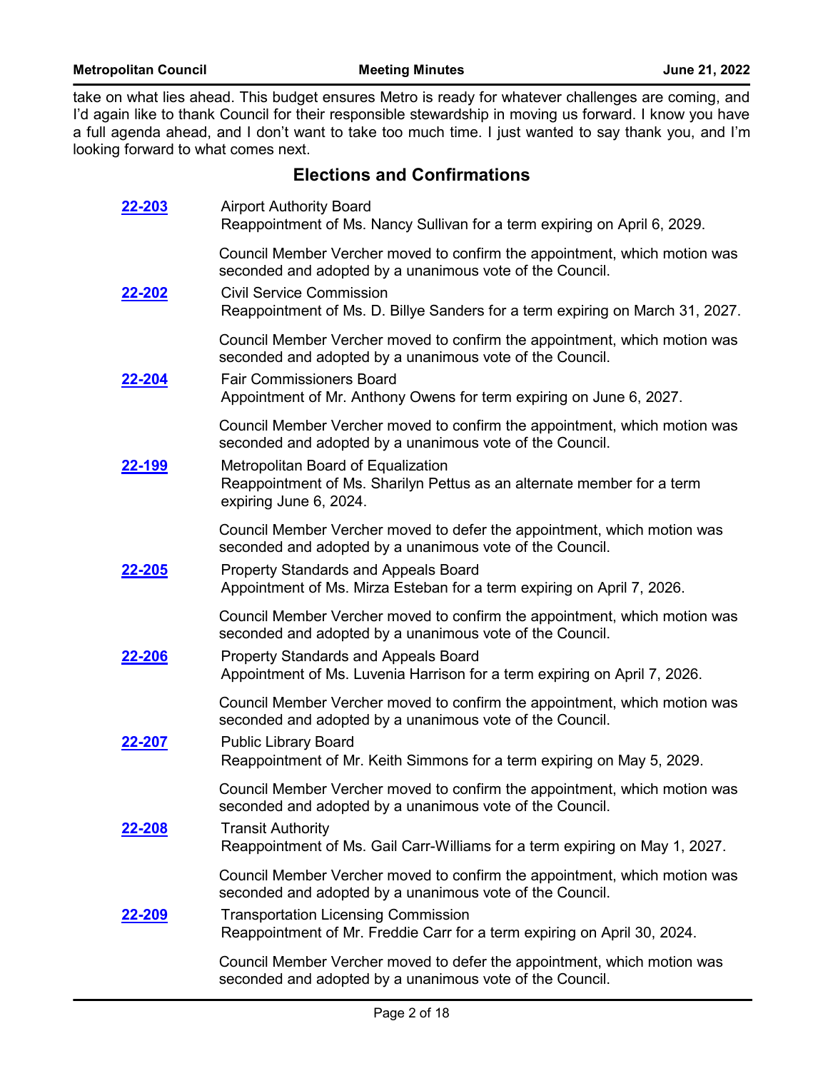take on what lies ahead. This budget ensures Metro is ready for whatever challenges are coming, and I'd again like to thank Council for their responsible stewardship in moving us forward. I know you have a full agenda ahead, and I don't want to take too much time. I just wanted to say thank you, and I'm looking forward to what comes next.

## Elections and Confirmations

**22-203** Airport Authority Board
Reappointment of Ms. Nancy Sullivan for a term expiring on April 6, 2029.

Council Member Vercher moved to confirm the appointment, which motion was seconded and adopted by a unanimous vote of the Council.

**22-202** Civil Service Commission
Reappointment of Ms. D. Billye Sanders for a term expiring on March 31, 2027.

Council Member Vercher moved to confirm the appointment, which motion was seconded and adopted by a unanimous vote of the Council.

**22-204** Fair Commissioners Board
Appointment of Mr. Anthony Owens for term expiring on June 6, 2027.

Council Member Vercher moved to confirm the appointment, which motion was seconded and adopted by a unanimous vote of the Council.

**22-199** Metropolitan Board of Equalization
Reappointment of Ms. Sharilyn Pettus as an alternate member for a term expiring June 6, 2024.

Council Member Vercher moved to defer the appointment, which motion was seconded and adopted by a unanimous vote of the Council.

**22-205** Property Standards and Appeals Board
Appointment of Ms. Mirza Esteban for a term expiring on April 7, 2026.

Council Member Vercher moved to confirm the appointment, which motion was seconded and adopted by a unanimous vote of the Council.

**22-206** Property Standards and Appeals Board
Appointment of Ms. Luvenia Harrison for a term expiring on April 7, 2026.

Council Member Vercher moved to confirm the appointment, which motion was seconded and adopted by a unanimous vote of the Council.

**22-207** Public Library Board
Reappointment of Mr. Keith Simmons for a term expiring on May 5, 2029.

Council Member Vercher moved to confirm the appointment, which motion was seconded and adopted by a unanimous vote of the Council.

**22-208** Transit Authority
Reappointment of Ms. Gail Carr-Williams for a term expiring on May 1, 2027.

Council Member Vercher moved to confirm the appointment, which motion was seconded and adopted by a unanimous vote of the Council.

**22-209** Transportation Licensing Commission
Reappointment of Mr. Freddie Carr for a term expiring on April 30, 2024.

Council Member Vercher moved to defer the appointment, which motion was seconded and adopted by a unanimous vote of the Council.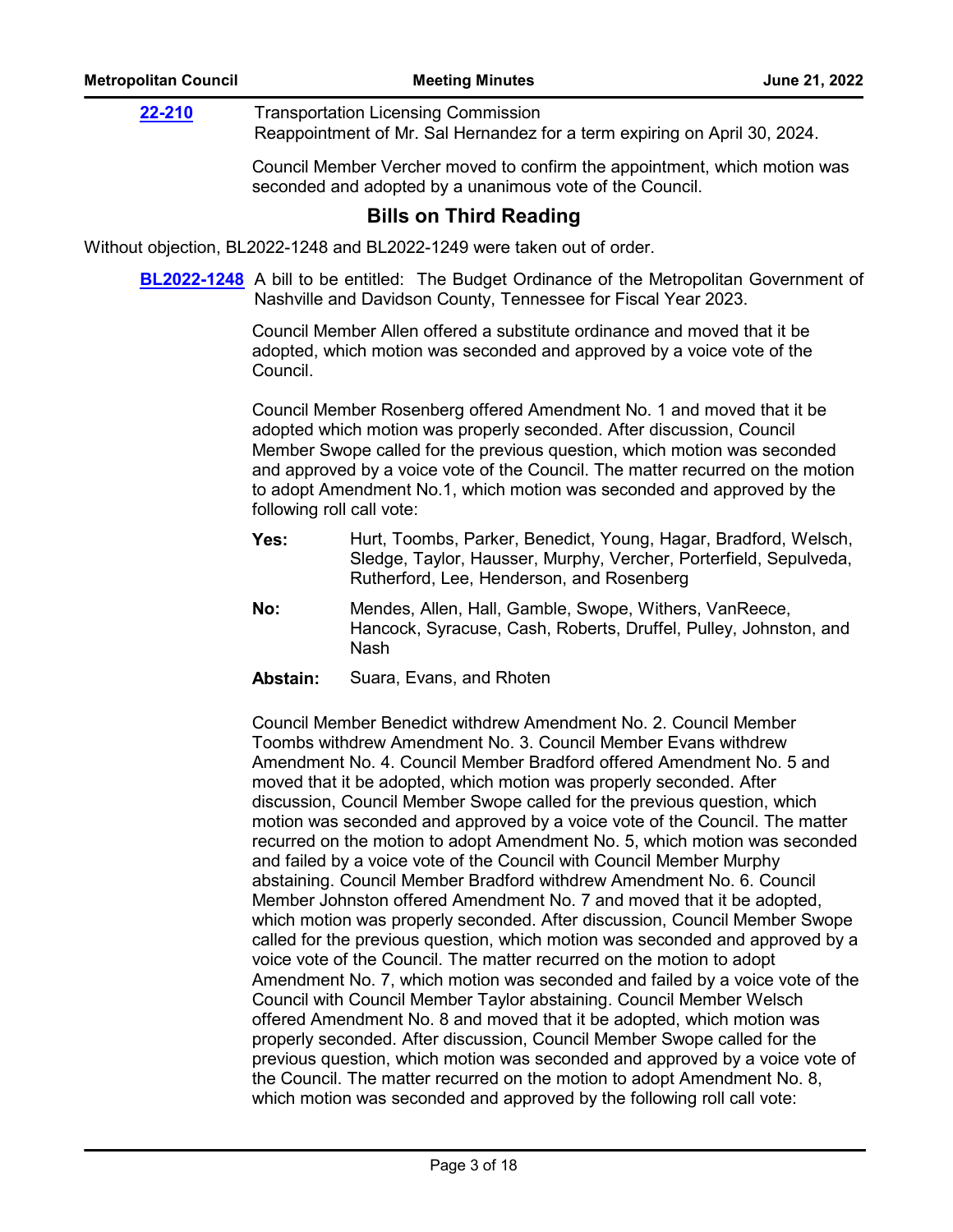**22-210** Transportation Licensing Commission
Reappointment of Mr. Sal Hernandez for a term expiring on April 30, 2024.

Council Member Vercher moved to confirm the appointment, which motion was seconded and adopted by a unanimous vote of the Council.

## Bills on Third Reading

Without objection, BL2022-1248 and BL2022-1249 were taken out of order.

**BL2022-1248** A bill to be entitled: The Budget Ordinance of the Metropolitan Government of Nashville and Davidson County, Tennessee for Fiscal Year 2023.

Council Member Allen offered a substitute ordinance and moved that it be adopted, which motion was seconded and approved by a voice vote of the Council.

Council Member Rosenberg offered Amendment No. 1 and moved that it be adopted which motion was properly seconded. After discussion, Council Member Swope called for the previous question, which motion was seconded and approved by a voice vote of the Council. The matter recurred on the motion to adopt Amendment No.1, which motion was seconded and approved by the following roll call vote:

**Yes:** Hurt, Toombs, Parker, Benedict, Young, Hagar, Bradford, Welsch, Sledge, Taylor, Hausser, Murphy, Vercher, Porterfield, Sepulveda, Rutherford, Lee, Henderson, and Rosenberg

**No:** Mendes, Allen, Hall, Gamble, Swope, Withers, VanReece, Hancock, Syracuse, Cash, Roberts, Druffel, Pulley, Johnston, and Nash

**Abstain:** Suara, Evans, and Rhoten

Council Member Benedict withdrew Amendment No. 2. Council Member Toombs withdrew Amendment No. 3. Council Member Evans withdrew Amendment No. 4. Council Member Bradford offered Amendment No. 5 and moved that it be adopted, which motion was properly seconded. After discussion, Council Member Swope called for the previous question, which motion was seconded and approved by a voice vote of the Council. The matter recurred on the motion to adopt Amendment No. 5, which motion was seconded and failed by a voice vote of the Council with Council Member Murphy abstaining. Council Member Bradford withdrew Amendment No. 6. Council Member Johnston offered Amendment No. 7 and moved that it be adopted, which motion was properly seconded. After discussion, Council Member Swope called for the previous question, which motion was seconded and approved by a voice vote of the Council. The matter recurred on the motion to adopt Amendment No. 7, which motion was seconded and failed by a voice vote of the Council with Council Member Taylor abstaining. Council Member Welsch offered Amendment No. 8 and moved that it be adopted, which motion was properly seconded. After discussion, Council Member Swope called for the previous question, which motion was seconded and approved by a voice vote of the Council. The matter recurred on the motion to adopt Amendment No. 8, which motion was seconded and approved by the following roll call vote: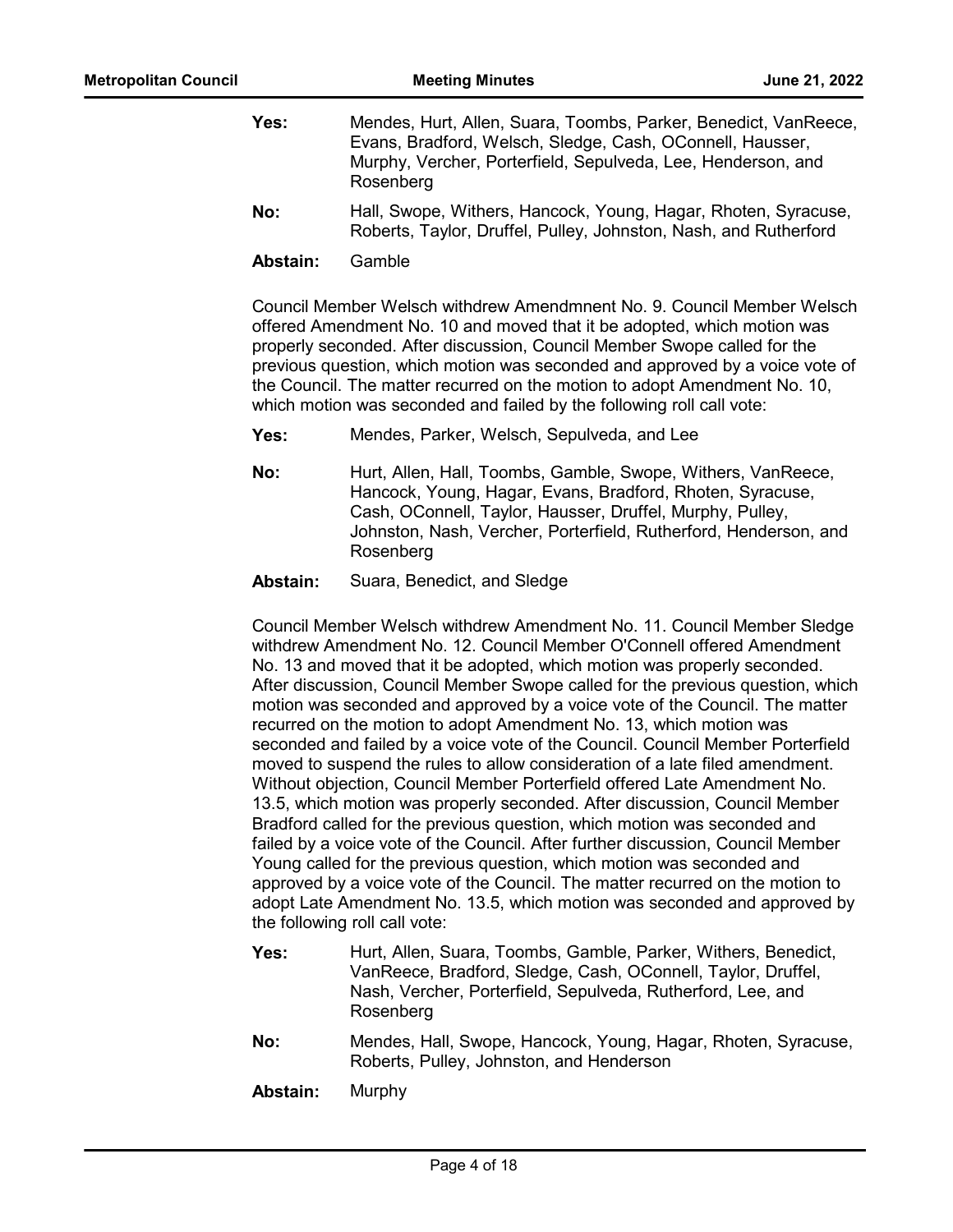**Yes:** Mendes, Hurt, Allen, Suara, Toombs, Parker, Benedict, VanReece, Evans, Bradford, Welsch, Sledge, Cash, OConnell, Hausser, Murphy, Vercher, Porterfield, Sepulveda, Lee, Henderson, and Rosenberg

**No:** Hall, Swope, Withers, Hancock, Young, Hagar, Rhoten, Syracuse, Roberts, Taylor, Druffel, Pulley, Johnston, Nash, and Rutherford

**Abstain:** Gamble

Council Member Welsch withdrew Amendmnent No. 9. Council Member Welsch offered Amendment No. 10 and moved that it be adopted, which motion was properly seconded. After discussion, Council Member Swope called for the previous question, which motion was seconded and approved by a voice vote of the Council. The matter recurred on the motion to adopt Amendment No. 10, which motion was seconded and failed by the following roll call vote:

**Yes:** Mendes, Parker, Welsch, Sepulveda, and Lee

**No:** Hurt, Allen, Hall, Toombs, Gamble, Swope, Withers, VanReece, Hancock, Young, Hagar, Evans, Bradford, Rhoten, Syracuse, Cash, OConnell, Taylor, Hausser, Druffel, Murphy, Pulley, Johnston, Nash, Vercher, Porterfield, Rutherford, Henderson, and Rosenberg

**Abstain:** Suara, Benedict, and Sledge

Council Member Welsch withdrew Amendment No. 11. Council Member Sledge withdrew Amendment No. 12. Council Member O'Connell offered Amendment No. 13 and moved that it be adopted, which motion was properly seconded. After discussion, Council Member Swope called for the previous question, which motion was seconded and approved by a voice vote of the Council. The matter recurred on the motion to adopt Amendment No. 13, which motion was seconded and failed by a voice vote of the Council. Council Member Porterfield moved to suspend the rules to allow consideration of a late filed amendment. Without objection, Council Member Porterfield offered Late Amendment No. 13.5, which motion was properly seconded. After discussion, Council Member Bradford called for the previous question, which motion was seconded and failed by a voice vote of the Council. After further discussion, Council Member Young called for the previous question, which motion was seconded and approved by a voice vote of the Council. The matter recurred on the motion to adopt Late Amendment No. 13.5, which motion was seconded and approved by the following roll call vote:

**Yes:** Hurt, Allen, Suara, Toombs, Gamble, Parker, Withers, Benedict, VanReece, Bradford, Sledge, Cash, OConnell, Taylor, Druffel, Nash, Vercher, Porterfield, Sepulveda, Rutherford, Lee, and Rosenberg

**No:** Mendes, Hall, Swope, Hancock, Young, Hagar, Rhoten, Syracuse, Roberts, Pulley, Johnston, and Henderson

**Abstain:** Murphy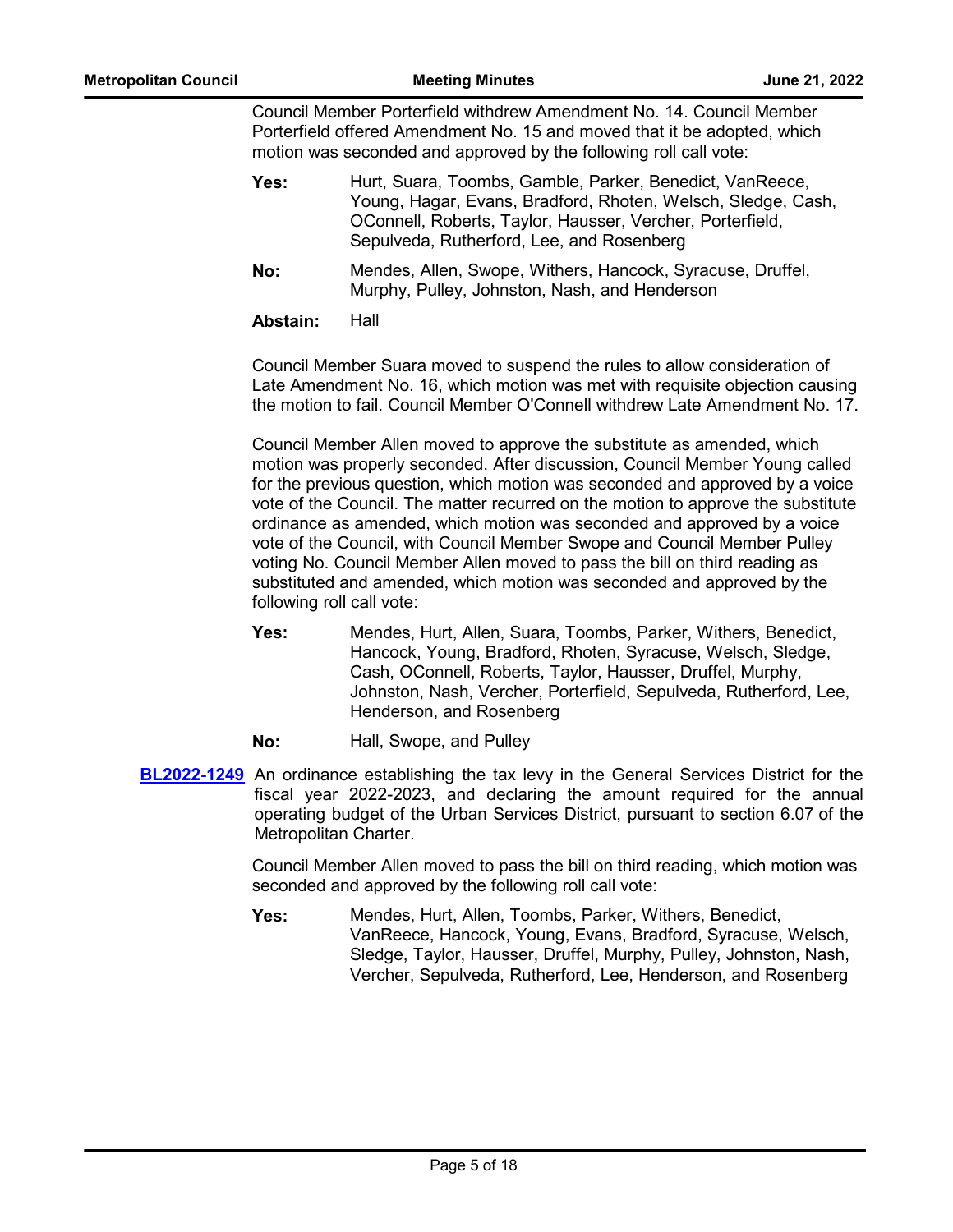Council Member Porterfield withdrew Amendment No. 14. Council Member Porterfield offered Amendment No. 15 and moved that it be adopted, which motion was seconded and approved by the following roll call vote:

**Yes:** Hurt, Suara, Toombs, Gamble, Parker, Benedict, VanReece, Young, Hagar, Evans, Bradford, Rhoten, Welsch, Sledge, Cash, OConnell, Roberts, Taylor, Hausser, Vercher, Porterfield, Sepulveda, Rutherford, Lee, and Rosenberg

**No:** Mendes, Allen, Swope, Withers, Hancock, Syracuse, Druffel, Murphy, Pulley, Johnston, Nash, and Henderson

**Abstain:** Hall

Council Member Suara moved to suspend the rules to allow consideration of Late Amendment No. 16, which motion was met with requisite objection causing the motion to fail. Council Member O'Connell withdrew Late Amendment No. 17.

Council Member Allen moved to approve the substitute as amended, which motion was properly seconded. After discussion, Council Member Young called for the previous question, which motion was seconded and approved by a voice vote of the Council. The matter recurred on the motion to approve the substitute ordinance as amended, which motion was seconded and approved by a voice vote of the Council, with Council Member Swope and Council Member Pulley voting No. Council Member Allen moved to pass the bill on third reading as substituted and amended, which motion was seconded and approved by the following roll call vote:

**Yes:** Mendes, Hurt, Allen, Suara, Toombs, Parker, Withers, Benedict, Hancock, Young, Bradford, Rhoten, Syracuse, Welsch, Sledge, Cash, OConnell, Roberts, Taylor, Hausser, Druffel, Murphy, Johnston, Nash, Vercher, Porterfield, Sepulveda, Rutherford, Lee, Henderson, and Rosenberg

**No:** Hall, Swope, and Pulley

**BL2022-1249** An ordinance establishing the tax levy in the General Services District for the fiscal year 2022-2023, and declaring the amount required for the annual operating budget of the Urban Services District, pursuant to section 6.07 of the Metropolitan Charter.

Council Member Allen moved to pass the bill on third reading, which motion was seconded and approved by the following roll call vote:

**Yes:** Mendes, Hurt, Allen, Toombs, Parker, Withers, Benedict, VanReece, Hancock, Young, Evans, Bradford, Syracuse, Welsch, Sledge, Taylor, Hausser, Druffel, Murphy, Pulley, Johnston, Nash, Vercher, Sepulveda, Rutherford, Lee, Henderson, and Rosenberg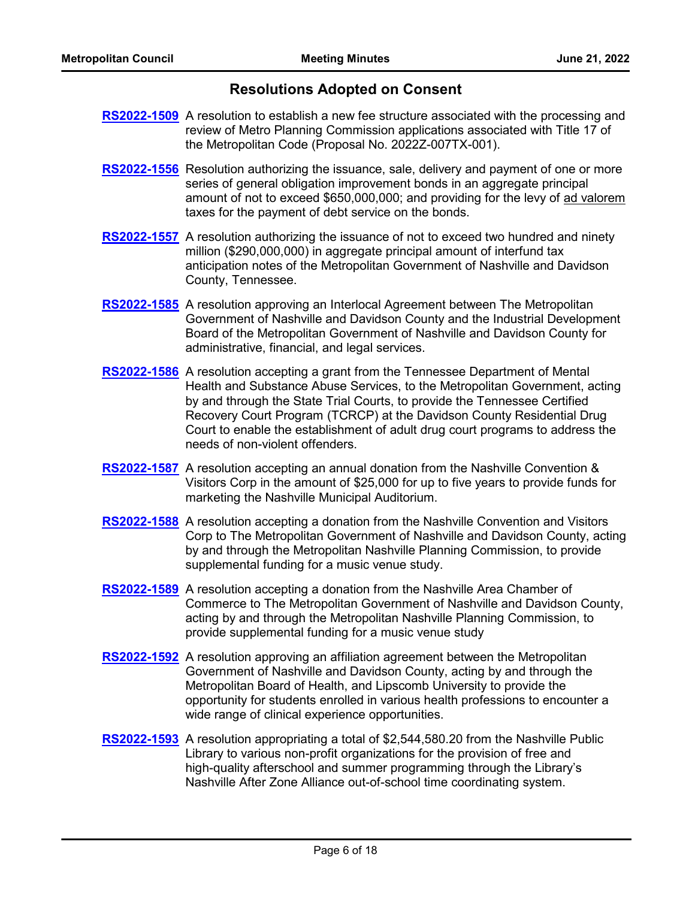## Resolutions Adopted on Consent

**RS2022-1509** A resolution to establish a new fee structure associated with the processing and review of Metro Planning Commission applications associated with Title 17 of the Metropolitan Code (Proposal No. 2022Z-007TX-001).

**RS2022-1556** Resolution authorizing the issuance, sale, delivery and payment of one or more series of general obligation improvement bonds in an aggregate principal amount of not to exceed $650,000,000; and providing for the levy of ad valorem taxes for the payment of debt service on the bonds.

**RS2022-1557** A resolution authorizing the issuance of not to exceed two hundred and ninety million ($290,000,000) in aggregate principal amount of interfund tax anticipation notes of the Metropolitan Government of Nashville and Davidson County, Tennessee.

**RS2022-1585** A resolution approving an Interlocal Agreement between The Metropolitan Government of Nashville and Davidson County and the Industrial Development Board of the Metropolitan Government of Nashville and Davidson County for administrative, financial, and legal services.

**RS2022-1586** A resolution accepting a grant from the Tennessee Department of Mental Health and Substance Abuse Services, to the Metropolitan Government, acting by and through the State Trial Courts, to provide the Tennessee Certified Recovery Court Program (TCRCP) at the Davidson County Residential Drug Court to enable the establishment of adult drug court programs to address the needs of non-violent offenders.

**RS2022-1587** A resolution accepting an annual donation from the Nashville Convention & Visitors Corp in the amount of $25,000 for up to five years to provide funds for marketing the Nashville Municipal Auditorium.

**RS2022-1588** A resolution accepting a donation from the Nashville Convention and Visitors Corp to The Metropolitan Government of Nashville and Davidson County, acting by and through the Metropolitan Nashville Planning Commission, to provide supplemental funding for a music venue study.

**RS2022-1589** A resolution accepting a donation from the Nashville Area Chamber of Commerce to The Metropolitan Government of Nashville and Davidson County, acting by and through the Metropolitan Nashville Planning Commission, to provide supplemental funding for a music venue study

**RS2022-1592** A resolution approving an affiliation agreement between the Metropolitan Government of Nashville and Davidson County, acting by and through the Metropolitan Board of Health, and Lipscomb University to provide the opportunity for students enrolled in various health professions to encounter a wide range of clinical experience opportunities.

**RS2022-1593** A resolution appropriating a total of $2,544,580.20 from the Nashville Public Library to various non-profit organizations for the provision of free and high-quality afterschool and summer programming through the Library's Nashville After Zone Alliance out-of-school time coordinating system.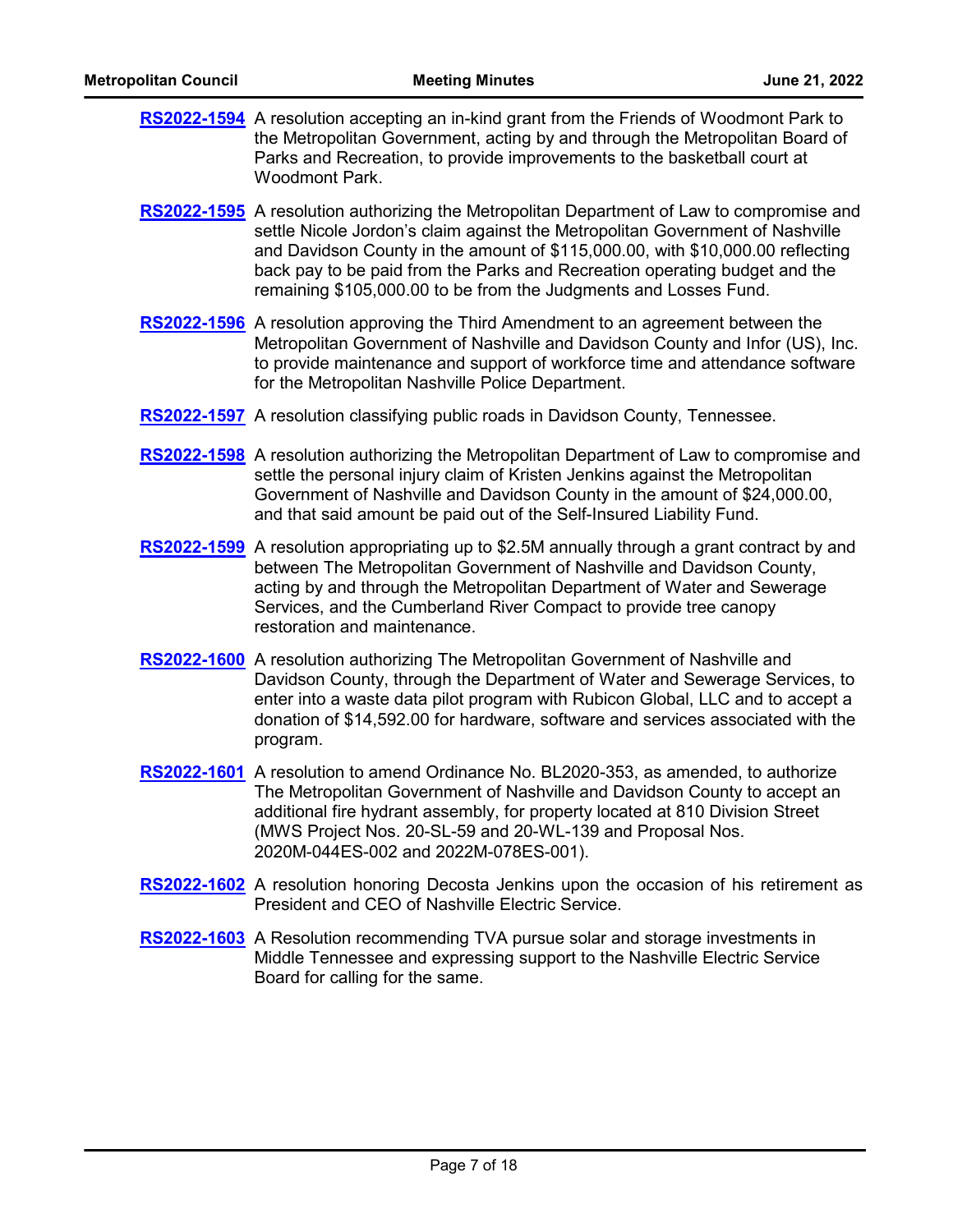**RS2022-1594** A resolution accepting an in-kind grant from the Friends of Woodmont Park to the Metropolitan Government, acting by and through the Metropolitan Board of Parks and Recreation, to provide improvements to the basketball court at Woodmont Park.

**RS2022-1595** A resolution authorizing the Metropolitan Department of Law to compromise and settle Nicole Jordon's claim against the Metropolitan Government of Nashville and Davidson County in the amount of $115,000.00, with $10,000.00 reflecting back pay to be paid from the Parks and Recreation operating budget and the remaining $105,000.00 to be from the Judgments and Losses Fund.

**RS2022-1596** A resolution approving the Third Amendment to an agreement between the Metropolitan Government of Nashville and Davidson County and Infor (US), Inc. to provide maintenance and support of workforce time and attendance software for the Metropolitan Nashville Police Department.

**RS2022-1597** A resolution classifying public roads in Davidson County, Tennessee.

**RS2022-1598** A resolution authorizing the Metropolitan Department of Law to compromise and settle the personal injury claim of Kristen Jenkins against the Metropolitan Government of Nashville and Davidson County in the amount of $24,000.00, and that said amount be paid out of the Self-Insured Liability Fund.

**RS2022-1599** A resolution appropriating up to $2.5M annually through a grant contract by and between The Metropolitan Government of Nashville and Davidson County, acting by and through the Metropolitan Department of Water and Sewerage Services, and the Cumberland River Compact to provide tree canopy restoration and maintenance.

**RS2022-1600** A resolution authorizing The Metropolitan Government of Nashville and Davidson County, through the Department of Water and Sewerage Services, to enter into a waste data pilot program with Rubicon Global, LLC and to accept a donation of $14,592.00 for hardware, software and services associated with the program.

**RS2022-1601** A resolution to amend Ordinance No. BL2020-353, as amended, to authorize The Metropolitan Government of Nashville and Davidson County to accept an additional fire hydrant assembly, for property located at 810 Division Street (MWS Project Nos. 20-SL-59 and 20-WL-139 and Proposal Nos. 2020M-044ES-002 and 2022M-078ES-001).

**RS2022-1602** A resolution honoring Decosta Jenkins upon the occasion of his retirement as President and CEO of Nashville Electric Service.

**RS2022-1603** A Resolution recommending TVA pursue solar and storage investments in Middle Tennessee and expressing support to the Nashville Electric Service Board for calling for the same.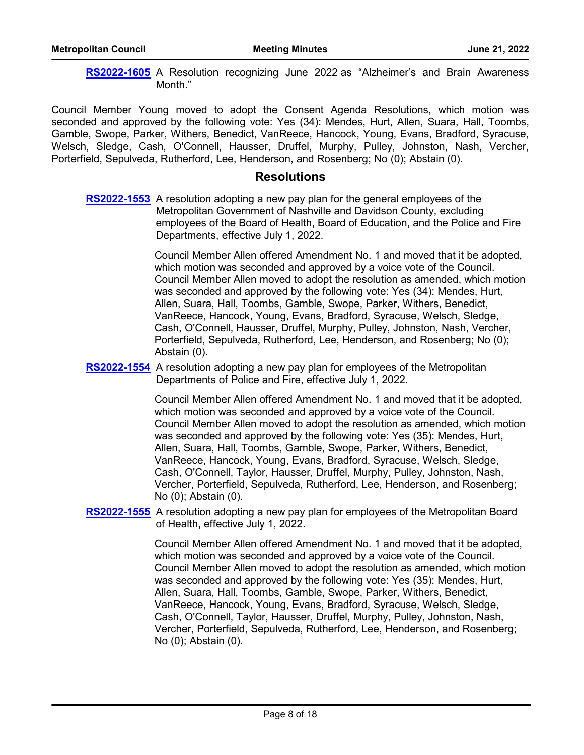**RS2022-1605** A Resolution recognizing June 2022 as "Alzheimer's and Brain Awareness Month."

Council Member Young moved to adopt the Consent Agenda Resolutions, which motion was seconded and approved by the following vote: Yes (34): Mendes, Hurt, Allen, Suara, Hall, Toombs, Gamble, Swope, Parker, Withers, Benedict, VanReece, Hancock, Young, Evans, Bradford, Syracuse, Welsch, Sledge, Cash, O'Connell, Hausser, Druffel, Murphy, Pulley, Johnston, Nash, Vercher, Porterfield, Sepulveda, Rutherford, Lee, Henderson, and Rosenberg; No (0); Abstain (0).

## Resolutions

**RS2022-1553** A resolution adopting a new pay plan for the general employees of the Metropolitan Government of Nashville and Davidson County, excluding employees of the Board of Health, Board of Education, and the Police and Fire Departments, effective July 1, 2022.

Council Member Allen offered Amendment No. 1 and moved that it be adopted, which motion was seconded and approved by a voice vote of the Council. Council Member Allen moved to adopt the resolution as amended, which motion was seconded and approved by the following vote: Yes (34): Mendes, Hurt, Allen, Suara, Hall, Toombs, Gamble, Swope, Parker, Withers, Benedict, VanReece, Hancock, Young, Evans, Bradford, Syracuse, Welsch, Sledge, Cash, O'Connell, Hausser, Druffel, Murphy, Pulley, Johnston, Nash, Vercher, Porterfield, Sepulveda, Rutherford, Lee, Henderson, and Rosenberg; No (0); Abstain (0).

**RS2022-1554** A resolution adopting a new pay plan for employees of the Metropolitan Departments of Police and Fire, effective July 1, 2022.

Council Member Allen offered Amendment No. 1 and moved that it be adopted, which motion was seconded and approved by a voice vote of the Council. Council Member Allen moved to adopt the resolution as amended, which motion was seconded and approved by the following vote: Yes (35): Mendes, Hurt, Allen, Suara, Hall, Toombs, Gamble, Swope, Parker, Withers, Benedict, VanReece, Hancock, Young, Evans, Bradford, Syracuse, Welsch, Sledge, Cash, O'Connell, Taylor, Hausser, Druffel, Murphy, Pulley, Johnston, Nash, Vercher, Porterfield, Sepulveda, Rutherford, Lee, Henderson, and Rosenberg; No (0); Abstain (0).

**RS2022-1555** A resolution adopting a new pay plan for employees of the Metropolitan Board of Health, effective July 1, 2022.

Council Member Allen offered Amendment No. 1 and moved that it be adopted, which motion was seconded and approved by a voice vote of the Council. Council Member Allen moved to adopt the resolution as amended, which motion was seconded and approved by the following vote: Yes (35): Mendes, Hurt, Allen, Suara, Hall, Toombs, Gamble, Swope, Parker, Withers, Benedict, VanReece, Hancock, Young, Evans, Bradford, Syracuse, Welsch, Sledge, Cash, O'Connell, Taylor, Hausser, Druffel, Murphy, Pulley, Johnston, Nash, Vercher, Porterfield, Sepulveda, Rutherford, Lee, Henderson, and Rosenberg; No (0); Abstain (0).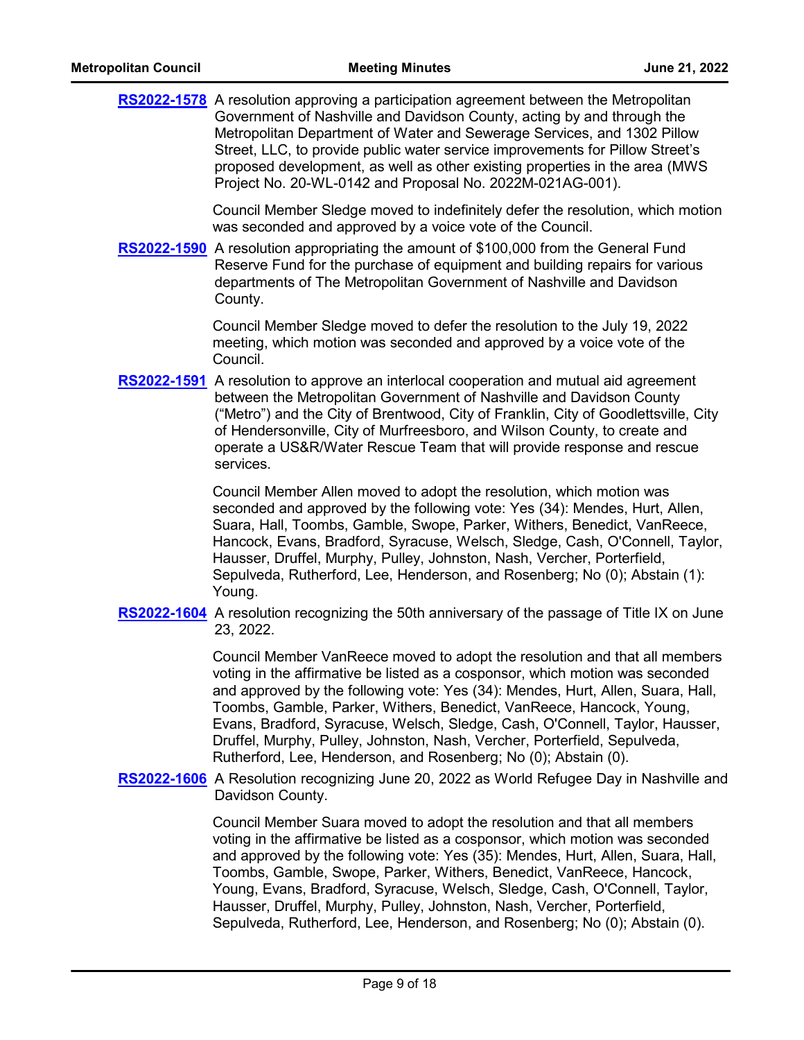**RS2022-1578** A resolution approving a participation agreement between the Metropolitan Government of Nashville and Davidson County, acting by and through the Metropolitan Department of Water and Sewerage Services, and 1302 Pillow Street, LLC, to provide public water service improvements for Pillow Street's proposed development, as well as other existing properties in the area (MWS Project No. 20-WL-0142 and Proposal No. 2022M-021AG-001).

Council Member Sledge moved to indefinitely defer the resolution, which motion was seconded and approved by a voice vote of the Council.

**RS2022-1590** A resolution appropriating the amount of $100,000 from the General Fund Reserve Fund for the purchase of equipment and building repairs for various departments of The Metropolitan Government of Nashville and Davidson County.

Council Member Sledge moved to defer the resolution to the July 19, 2022 meeting, which motion was seconded and approved by a voice vote of the Council.

**RS2022-1591** A resolution to approve an interlocal cooperation and mutual aid agreement between the Metropolitan Government of Nashville and Davidson County ("Metro") and the City of Brentwood, City of Franklin, City of Goodlettsville, City of Hendersonville, City of Murfreesboro, and Wilson County, to create and operate a US&R/Water Rescue Team that will provide response and rescue services.

Council Member Allen moved to adopt the resolution, which motion was seconded and approved by the following vote: Yes (34): Mendes, Hurt, Allen, Suara, Hall, Toombs, Gamble, Swope, Parker, Withers, Benedict, VanReece, Hancock, Evans, Bradford, Syracuse, Welsch, Sledge, Cash, O'Connell, Taylor, Hausser, Druffel, Murphy, Pulley, Johnston, Nash, Vercher, Porterfield, Sepulveda, Rutherford, Lee, Henderson, and Rosenberg; No (0); Abstain (1): Young.

**RS2022-1604** A resolution recognizing the 50th anniversary of the passage of Title IX on June 23, 2022.

Council Member VanReece moved to adopt the resolution and that all members voting in the affirmative be listed as a cosponsor, which motion was seconded and approved by the following vote: Yes (34): Mendes, Hurt, Allen, Suara, Hall, Toombs, Gamble, Parker, Withers, Benedict, VanReece, Hancock, Young, Evans, Bradford, Syracuse, Welsch, Sledge, Cash, O'Connell, Taylor, Hausser, Druffel, Murphy, Pulley, Johnston, Nash, Vercher, Porterfield, Sepulveda, Rutherford, Lee, Henderson, and Rosenberg; No (0); Abstain (0).

**RS2022-1606** A Resolution recognizing June 20, 2022 as World Refugee Day in Nashville and Davidson County.

Council Member Suara moved to adopt the resolution and that all members voting in the affirmative be listed as a cosponsor, which motion was seconded and approved by the following vote: Yes (35): Mendes, Hurt, Allen, Suara, Hall, Toombs, Gamble, Swope, Parker, Withers, Benedict, VanReece, Hancock, Young, Evans, Bradford, Syracuse, Welsch, Sledge, Cash, O'Connell, Taylor, Hausser, Druffel, Murphy, Pulley, Johnston, Nash, Vercher, Porterfield, Sepulveda, Rutherford, Lee, Henderson, and Rosenberg; No (0); Abstain (0).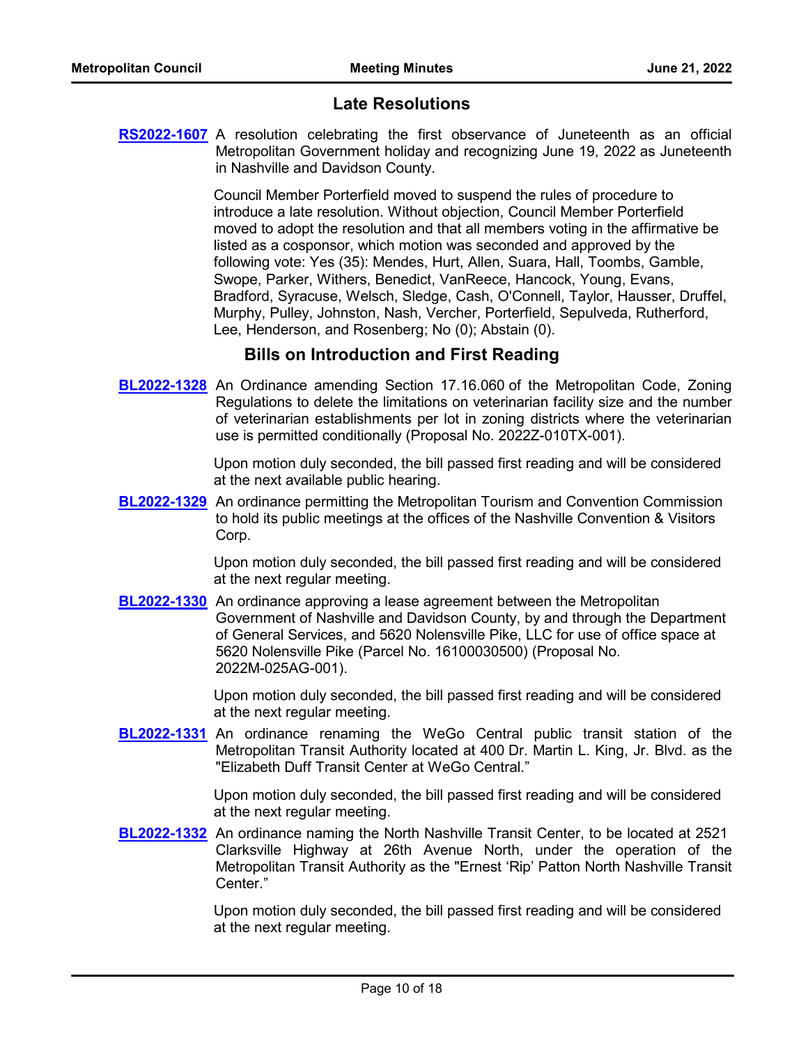## Late Resolutions

**RS2022-1607** A resolution celebrating the first observance of Juneteenth as an official Metropolitan Government holiday and recognizing June 19, 2022 as Juneteenth in Nashville and Davidson County.

Council Member Porterfield moved to suspend the rules of procedure to introduce a late resolution. Without objection, Council Member Porterfield moved to adopt the resolution and that all members voting in the affirmative be listed as a cosponsor, which motion was seconded and approved by the following vote: Yes (35): Mendes, Hurt, Allen, Suara, Hall, Toombs, Gamble, Swope, Parker, Withers, Benedict, VanReece, Hancock, Young, Evans, Bradford, Syracuse, Welsch, Sledge, Cash, O'Connell, Taylor, Hausser, Druffel, Murphy, Pulley, Johnston, Nash, Vercher, Porterfield, Sepulveda, Rutherford, Lee, Henderson, and Rosenberg; No (0); Abstain (0).

## Bills on Introduction and First Reading

**BL2022-1328** An Ordinance amending Section 17.16.060 of the Metropolitan Code, Zoning Regulations to delete the limitations on veterinarian facility size and the number of veterinarian establishments per lot in zoning districts where the veterinarian use is permitted conditionally (Proposal No. 2022Z-010TX-001).

Upon motion duly seconded, the bill passed first reading and will be considered at the next available public hearing.

**BL2022-1329** An ordinance permitting the Metropolitan Tourism and Convention Commission to hold its public meetings at the offices of the Nashville Convention & Visitors Corp.

Upon motion duly seconded, the bill passed first reading and will be considered at the next regular meeting.

**BL2022-1330** An ordinance approving a lease agreement between the Metropolitan Government of Nashville and Davidson County, by and through the Department of General Services, and 5620 Nolensville Pike, LLC for use of office space at 5620 Nolensville Pike (Parcel No. 16100030500) (Proposal No. 2022M-025AG-001).

Upon motion duly seconded, the bill passed first reading and will be considered at the next regular meeting.

**BL2022-1331** An ordinance renaming the WeGo Central public transit station of the Metropolitan Transit Authority located at 400 Dr. Martin L. King, Jr. Blvd. as the "Elizabeth Duff Transit Center at WeGo Central."

Upon motion duly seconded, the bill passed first reading and will be considered at the next regular meeting.

**BL2022-1332** An ordinance naming the North Nashville Transit Center, to be located at 2521 Clarksville Highway at 26th Avenue North, under the operation of the Metropolitan Transit Authority as the "Ernest 'Rip' Patton North Nashville Transit Center."

Upon motion duly seconded, the bill passed first reading and will be considered at the next regular meeting.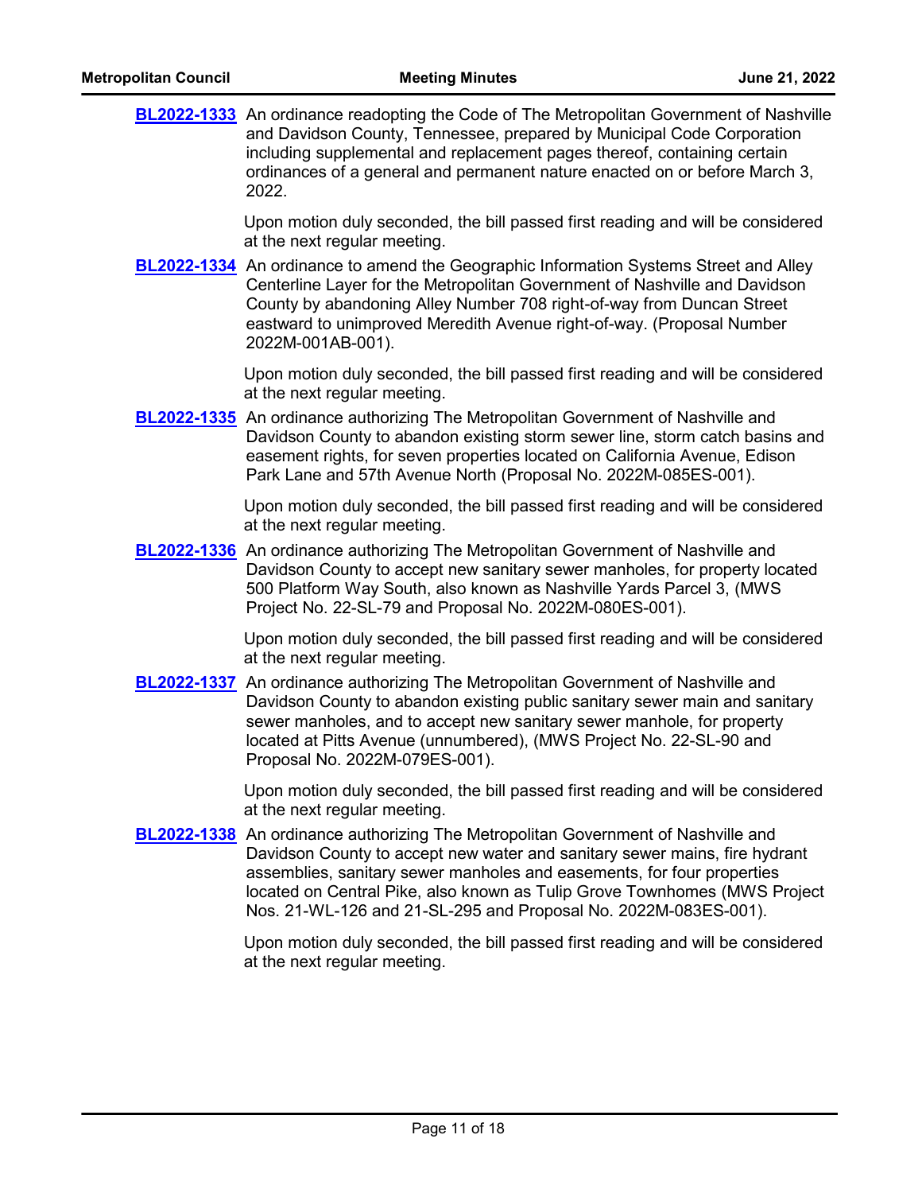**BL2022-1333** An ordinance readopting the Code of The Metropolitan Government of Nashville and Davidson County, Tennessee, prepared by Municipal Code Corporation including supplemental and replacement pages thereof, containing certain ordinances of a general and permanent nature enacted on or before March 3, 2022.

Upon motion duly seconded, the bill passed first reading and will be considered at the next regular meeting.

**BL2022-1334** An ordinance to amend the Geographic Information Systems Street and Alley Centerline Layer for the Metropolitan Government of Nashville and Davidson County by abandoning Alley Number 708 right-of-way from Duncan Street eastward to unimproved Meredith Avenue right-of-way. (Proposal Number 2022M-001AB-001).

Upon motion duly seconded, the bill passed first reading and will be considered at the next regular meeting.

**BL2022-1335** An ordinance authorizing The Metropolitan Government of Nashville and Davidson County to abandon existing storm sewer line, storm catch basins and easement rights, for seven properties located on California Avenue, Edison Park Lane and 57th Avenue North (Proposal No. 2022M-085ES-001).

Upon motion duly seconded, the bill passed first reading and will be considered at the next regular meeting.

**BL2022-1336** An ordinance authorizing The Metropolitan Government of Nashville and Davidson County to accept new sanitary sewer manholes, for property located 500 Platform Way South, also known as Nashville Yards Parcel 3, (MWS Project No. 22-SL-79 and Proposal No. 2022M-080ES-001).

Upon motion duly seconded, the bill passed first reading and will be considered at the next regular meeting.

**BL2022-1337** An ordinance authorizing The Metropolitan Government of Nashville and Davidson County to abandon existing public sanitary sewer main and sanitary sewer manholes, and to accept new sanitary sewer manhole, for property located at Pitts Avenue (unnumbered), (MWS Project No. 22-SL-90 and Proposal No. 2022M-079ES-001).

Upon motion duly seconded, the bill passed first reading and will be considered at the next regular meeting.

**BL2022-1338** An ordinance authorizing The Metropolitan Government of Nashville and Davidson County to accept new water and sanitary sewer mains, fire hydrant assemblies, sanitary sewer manholes and easements, for four properties located on Central Pike, also known as Tulip Grove Townhomes (MWS Project Nos. 21-WL-126 and 21-SL-295 and Proposal No. 2022M-083ES-001).

Upon motion duly seconded, the bill passed first reading and will be considered at the next regular meeting.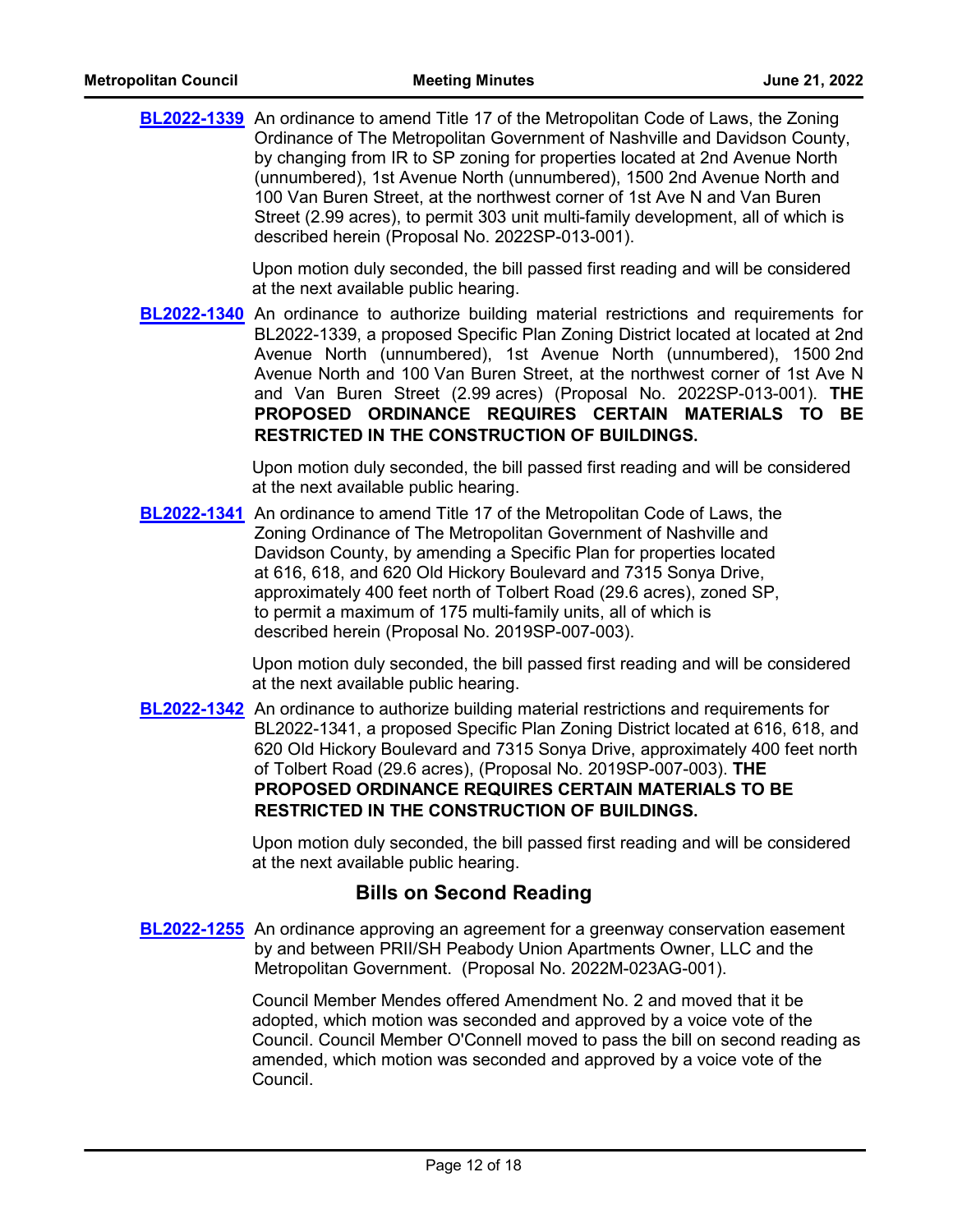**BL2022-1339** An ordinance to amend Title 17 of the Metropolitan Code of Laws, the Zoning Ordinance of The Metropolitan Government of Nashville and Davidson County, by changing from IR to SP zoning for properties located at 2nd Avenue North (unnumbered), 1st Avenue North (unnumbered), 1500 2nd Avenue North and 100 Van Buren Street, at the northwest corner of 1st Ave N and Van Buren Street (2.99 acres), to permit 303 unit multi-family development, all of which is described herein (Proposal No. 2022SP-013-001).

Upon motion duly seconded, the bill passed first reading and will be considered at the next available public hearing.

**BL2022-1340** An ordinance to authorize building material restrictions and requirements for BL2022-1339, a proposed Specific Plan Zoning District located at located at 2nd Avenue North (unnumbered), 1st Avenue North (unnumbered), 1500 2nd Avenue North and 100 Van Buren Street, at the northwest corner of 1st Ave N and Van Buren Street (2.99 acres) (Proposal No. 2022SP-013-001). **THE PROPOSED ORDINANCE REQUIRES CERTAIN MATERIALS TO BE RESTRICTED IN THE CONSTRUCTION OF BUILDINGS.**

Upon motion duly seconded, the bill passed first reading and will be considered at the next available public hearing.

**BL2022-1341** An ordinance to amend Title 17 of the Metropolitan Code of Laws, the Zoning Ordinance of The Metropolitan Government of Nashville and Davidson County, by amending a Specific Plan for properties located at 616, 618, and 620 Old Hickory Boulevard and 7315 Sonya Drive, approximately 400 feet north of Tolbert Road (29.6 acres), zoned SP, to permit a maximum of 175 multi-family units, all of which is described herein (Proposal No. 2019SP-007-003).

Upon motion duly seconded, the bill passed first reading and will be considered at the next available public hearing.

**BL2022-1342** An ordinance to authorize building material restrictions and requirements for BL2022-1341, a proposed Specific Plan Zoning District located at 616, 618, and 620 Old Hickory Boulevard and 7315 Sonya Drive, approximately 400 feet north of Tolbert Road (29.6 acres), (Proposal No. 2019SP-007-003). **THE PROPOSED ORDINANCE REQUIRES CERTAIN MATERIALS TO BE RESTRICTED IN THE CONSTRUCTION OF BUILDINGS.**

Upon motion duly seconded, the bill passed first reading and will be considered at the next available public hearing.

## Bills on Second Reading

**BL2022-1255** An ordinance approving an agreement for a greenway conservation easement by and between PRII/SH Peabody Union Apartments Owner, LLC and the Metropolitan Government. (Proposal No. 2022M-023AG-001).

Council Member Mendes offered Amendment No. 2 and moved that it be adopted, which motion was seconded and approved by a voice vote of the Council. Council Member O'Connell moved to pass the bill on second reading as amended, which motion was seconded and approved by a voice vote of the Council.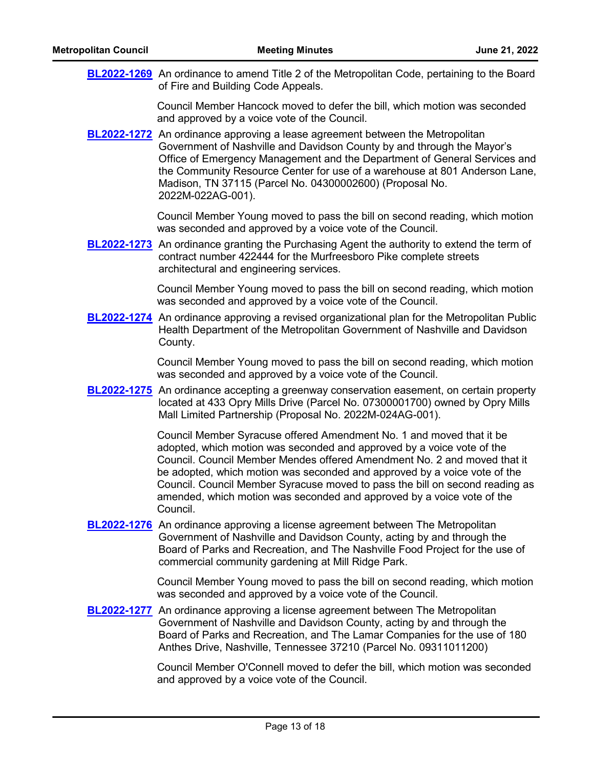**BL2022-1269** An ordinance to amend Title 2 of the Metropolitan Code, pertaining to the Board of Fire and Building Code Appeals.

Council Member Hancock moved to defer the bill, which motion was seconded and approved by a voice vote of the Council.

**BL2022-1272** An ordinance approving a lease agreement between the Metropolitan Government of Nashville and Davidson County by and through the Mayor's Office of Emergency Management and the Department of General Services and the Community Resource Center for use of a warehouse at 801 Anderson Lane, Madison, TN 37115 (Parcel No. 04300002600) (Proposal No. 2022M-022AG-001).

Council Member Young moved to pass the bill on second reading, which motion was seconded and approved by a voice vote of the Council.

**BL2022-1273** An ordinance granting the Purchasing Agent the authority to extend the term of contract number 422444 for the Murfreesboro Pike complete streets architectural and engineering services.

Council Member Young moved to pass the bill on second reading, which motion was seconded and approved by a voice vote of the Council.

**BL2022-1274** An ordinance approving a revised organizational plan for the Metropolitan Public Health Department of the Metropolitan Government of Nashville and Davidson County.

Council Member Young moved to pass the bill on second reading, which motion was seconded and approved by a voice vote of the Council.

**BL2022-1275** An ordinance accepting a greenway conservation easement, on certain property located at 433 Opry Mills Drive (Parcel No. 07300001700) owned by Opry Mills Mall Limited Partnership (Proposal No. 2022M-024AG-001).

Council Member Syracuse offered Amendment No. 1 and moved that it be adopted, which motion was seconded and approved by a voice vote of the Council. Council Member Mendes offered Amendment No. 2 and moved that it be adopted, which motion was seconded and approved by a voice vote of the Council. Council Member Syracuse moved to pass the bill on second reading as amended, which motion was seconded and approved by a voice vote of the Council.

**BL2022-1276** An ordinance approving a license agreement between The Metropolitan Government of Nashville and Davidson County, acting by and through the Board of Parks and Recreation, and The Nashville Food Project for the use of commercial community gardening at Mill Ridge Park.

Council Member Young moved to pass the bill on second reading, which motion was seconded and approved by a voice vote of the Council.

**BL2022-1277** An ordinance approving a license agreement between The Metropolitan Government of Nashville and Davidson County, acting by and through the Board of Parks and Recreation, and The Lamar Companies for the use of 180 Anthes Drive, Nashville, Tennessee 37210 (Parcel No. 09311011200)

Council Member O'Connell moved to defer the bill, which motion was seconded and approved by a voice vote of the Council.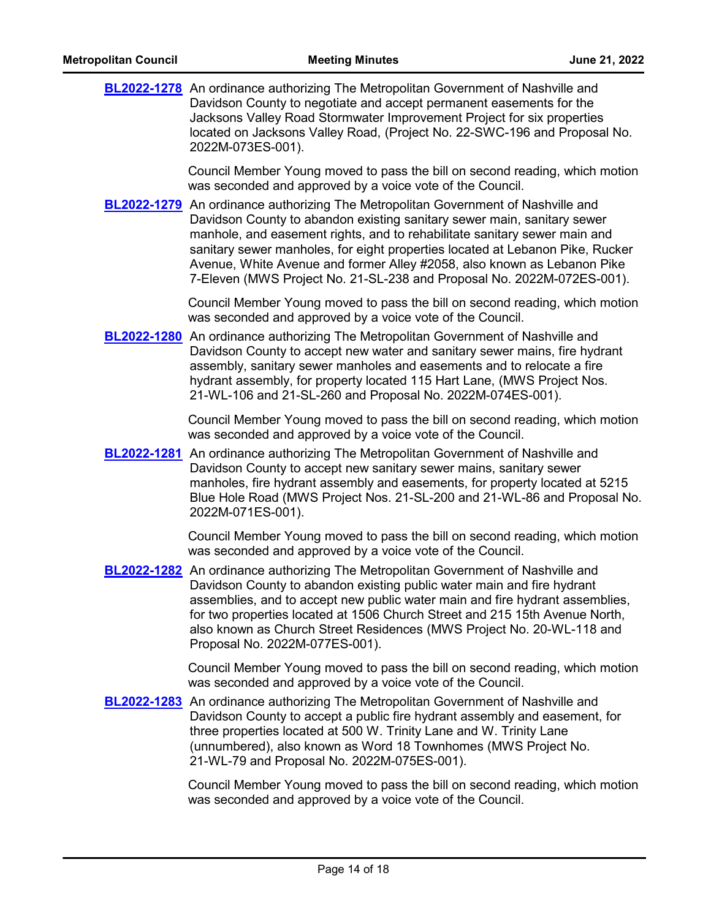**BL2022-1278** An ordinance authorizing The Metropolitan Government of Nashville and Davidson County to negotiate and accept permanent easements for the Jacksons Valley Road Stormwater Improvement Project for six properties located on Jacksons Valley Road, (Project No. 22-SWC-196 and Proposal No. 2022M-073ES-001).

Council Member Young moved to pass the bill on second reading, which motion was seconded and approved by a voice vote of the Council.

**BL2022-1279** An ordinance authorizing The Metropolitan Government of Nashville and Davidson County to abandon existing sanitary sewer main, sanitary sewer manhole, and easement rights, and to rehabilitate sanitary sewer main and sanitary sewer manholes, for eight properties located at Lebanon Pike, Rucker Avenue, White Avenue and former Alley #2058, also known as Lebanon Pike 7-Eleven (MWS Project No. 21-SL-238 and Proposal No. 2022M-072ES-001).

Council Member Young moved to pass the bill on second reading, which motion was seconded and approved by a voice vote of the Council.

**BL2022-1280** An ordinance authorizing The Metropolitan Government of Nashville and Davidson County to accept new water and sanitary sewer mains, fire hydrant assembly, sanitary sewer manholes and easements and to relocate a fire hydrant assembly, for property located 115 Hart Lane, (MWS Project Nos. 21-WL-106 and 21-SL-260 and Proposal No. 2022M-074ES-001).

Council Member Young moved to pass the bill on second reading, which motion was seconded and approved by a voice vote of the Council.

**BL2022-1281** An ordinance authorizing The Metropolitan Government of Nashville and Davidson County to accept new sanitary sewer mains, sanitary sewer manholes, fire hydrant assembly and easements, for property located at 5215 Blue Hole Road (MWS Project Nos. 21-SL-200 and 21-WL-86 and Proposal No. 2022M-071ES-001).

Council Member Young moved to pass the bill on second reading, which motion was seconded and approved by a voice vote of the Council.

**BL2022-1282** An ordinance authorizing The Metropolitan Government of Nashville and Davidson County to abandon existing public water main and fire hydrant assemblies, and to accept new public water main and fire hydrant assemblies, for two properties located at 1506 Church Street and 215 15th Avenue North, also known as Church Street Residences (MWS Project No. 20-WL-118 and Proposal No. 2022M-077ES-001).

Council Member Young moved to pass the bill on second reading, which motion was seconded and approved by a voice vote of the Council.

**BL2022-1283** An ordinance authorizing The Metropolitan Government of Nashville and Davidson County to accept a public fire hydrant assembly and easement, for three properties located at 500 W. Trinity Lane and W. Trinity Lane (unnumbered), also known as Word 18 Townhomes (MWS Project No. 21-WL-79 and Proposal No. 2022M-075ES-001).

Council Member Young moved to pass the bill on second reading, which motion was seconded and approved by a voice vote of the Council.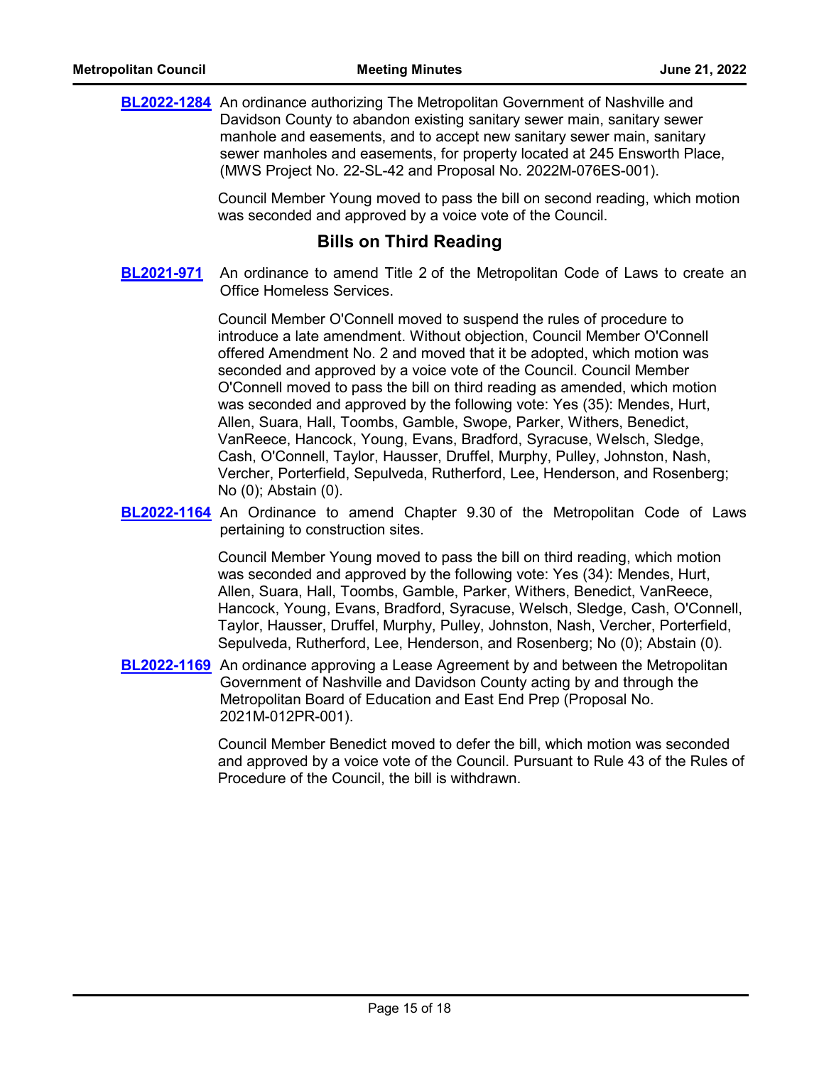**BL2022-1284** An ordinance authorizing The Metropolitan Government of Nashville and Davidson County to abandon existing sanitary sewer main, sanitary sewer manhole and easements, and to accept new sanitary sewer main, sanitary sewer manholes and easements, for property located at 245 Ensworth Place, (MWS Project No. 22-SL-42 and Proposal No. 2022M-076ES-001).

Council Member Young moved to pass the bill on second reading, which motion was seconded and approved by a voice vote of the Council.

## Bills on Third Reading

**BL2021-971** An ordinance to amend Title 2 of the Metropolitan Code of Laws to create an Office Homeless Services.

Council Member O'Connell moved to suspend the rules of procedure to introduce a late amendment. Without objection, Council Member O'Connell offered Amendment No. 2 and moved that it be adopted, which motion was seconded and approved by a voice vote of the Council. Council Member O'Connell moved to pass the bill on third reading as amended, which motion was seconded and approved by the following vote: Yes (35): Mendes, Hurt, Allen, Suara, Hall, Toombs, Gamble, Swope, Parker, Withers, Benedict, VanReece, Hancock, Young, Evans, Bradford, Syracuse, Welsch, Sledge, Cash, O'Connell, Taylor, Hausser, Druffel, Murphy, Pulley, Johnston, Nash, Vercher, Porterfield, Sepulveda, Rutherford, Lee, Henderson, and Rosenberg; No (0); Abstain (0).

**BL2022-1164** An Ordinance to amend Chapter 9.30 of the Metropolitan Code of Laws pertaining to construction sites.

Council Member Young moved to pass the bill on third reading, which motion was seconded and approved by the following vote: Yes (34): Mendes, Hurt, Allen, Suara, Hall, Toombs, Gamble, Parker, Withers, Benedict, VanReece, Hancock, Young, Evans, Bradford, Syracuse, Welsch, Sledge, Cash, O'Connell, Taylor, Hausser, Druffel, Murphy, Pulley, Johnston, Nash, Vercher, Porterfield, Sepulveda, Rutherford, Lee, Henderson, and Rosenberg; No (0); Abstain (0).

**BL2022-1169** An ordinance approving a Lease Agreement by and between the Metropolitan Government of Nashville and Davidson County acting by and through the Metropolitan Board of Education and East End Prep (Proposal No. 2021M-012PR-001).

Council Member Benedict moved to defer the bill, which motion was seconded and approved by a voice vote of the Council. Pursuant to Rule 43 of the Rules of Procedure of the Council, the bill is withdrawn.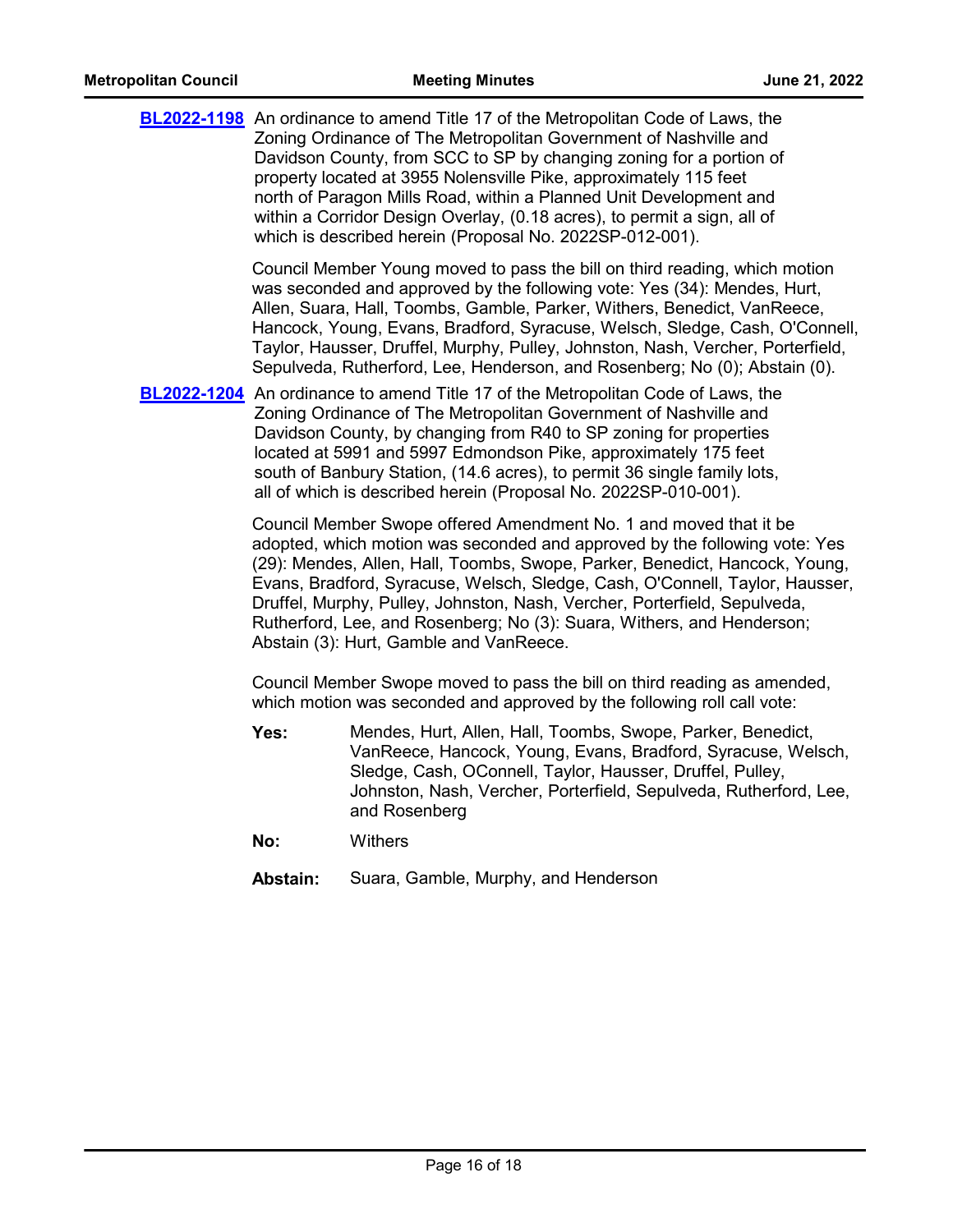**BL2022-1198** An ordinance to amend Title 17 of the Metropolitan Code of Laws, the Zoning Ordinance of The Metropolitan Government of Nashville and Davidson County, from SCC to SP by changing zoning for a portion of property located at 3955 Nolensville Pike, approximately 115 feet north of Paragon Mills Road, within a Planned Unit Development and within a Corridor Design Overlay, (0.18 acres), to permit a sign, all of which is described herein (Proposal No. 2022SP-012-001).

Council Member Young moved to pass the bill on third reading, which motion was seconded and approved by the following vote: Yes (34): Mendes, Hurt, Allen, Suara, Hall, Toombs, Gamble, Parker, Withers, Benedict, VanReece, Hancock, Young, Evans, Bradford, Syracuse, Welsch, Sledge, Cash, O'Connell, Taylor, Hausser, Druffel, Murphy, Pulley, Johnston, Nash, Vercher, Porterfield, Sepulveda, Rutherford, Lee, Henderson, and Rosenberg; No (0); Abstain (0).

**BL2022-1204** An ordinance to amend Title 17 of the Metropolitan Code of Laws, the Zoning Ordinance of The Metropolitan Government of Nashville and Davidson County, by changing from R40 to SP zoning for properties located at 5991 and 5997 Edmondson Pike, approximately 175 feet south of Banbury Station, (14.6 acres), to permit 36 single family lots, all of which is described herein (Proposal No. 2022SP-010-001).

Council Member Swope offered Amendment No. 1 and moved that it be adopted, which motion was seconded and approved by the following vote: Yes (29): Mendes, Allen, Hall, Toombs, Swope, Parker, Benedict, Hancock, Young, Evans, Bradford, Syracuse, Welsch, Sledge, Cash, O'Connell, Taylor, Hausser, Druffel, Murphy, Pulley, Johnston, Nash, Vercher, Porterfield, Sepulveda, Rutherford, Lee, and Rosenberg; No (3): Suara, Withers, and Henderson; Abstain (3): Hurt, Gamble and VanReece.

Council Member Swope moved to pass the bill on third reading as amended, which motion was seconded and approved by the following roll call vote:

**Yes:** Mendes, Hurt, Allen, Hall, Toombs, Swope, Parker, Benedict, VanReece, Hancock, Young, Evans, Bradford, Syracuse, Welsch, Sledge, Cash, OConnell, Taylor, Hausser, Druffel, Pulley, Johnston, Nash, Vercher, Porterfield, Sepulveda, Rutherford, Lee, and Rosenberg

**No:** Withers

**Abstain:** Suara, Gamble, Murphy, and Henderson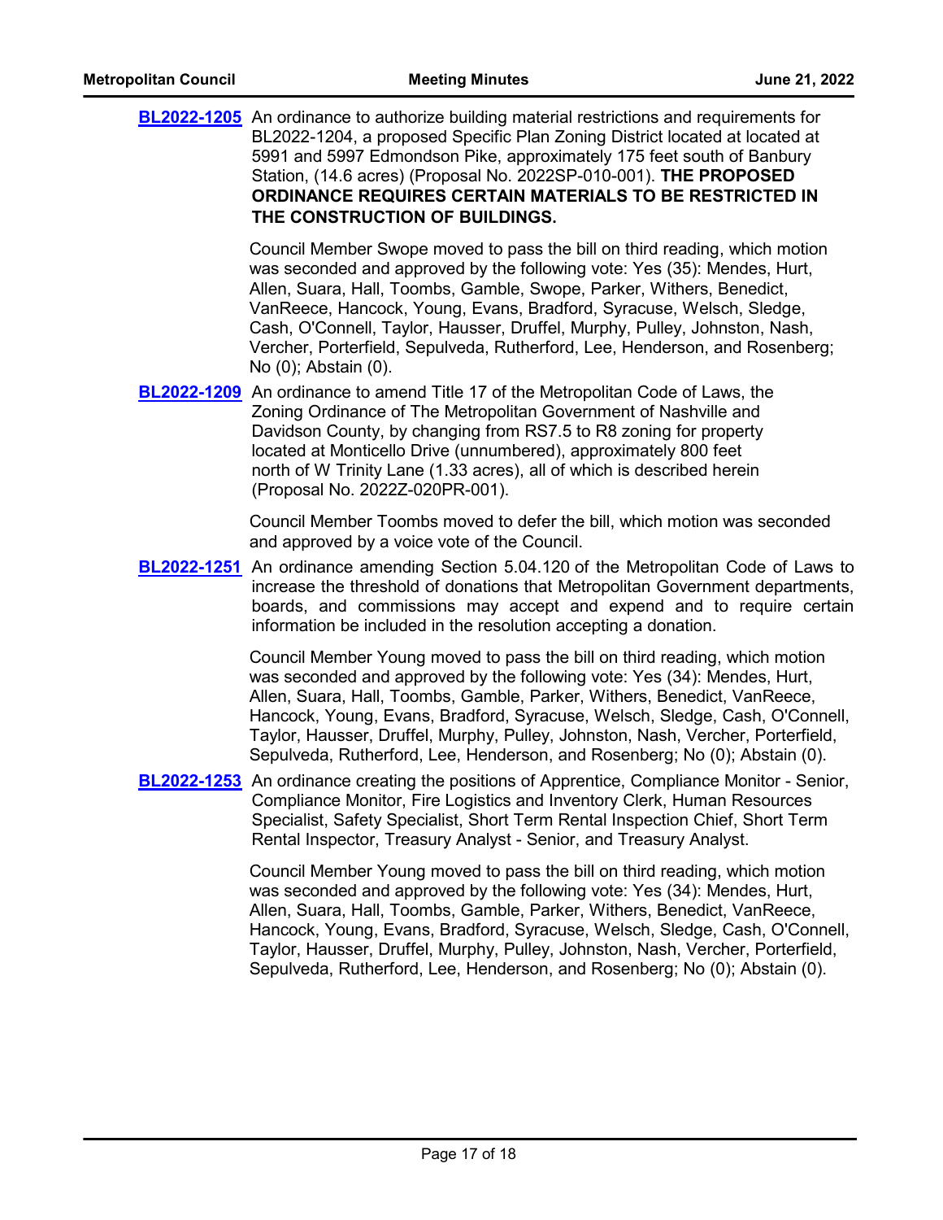**BL2022-1205** An ordinance to authorize building material restrictions and requirements for BL2022-1204, a proposed Specific Plan Zoning District located at located at 5991 and 5997 Edmondson Pike, approximately 175 feet south of Banbury Station, (14.6 acres) (Proposal No. 2022SP-010-001). **THE PROPOSED ORDINANCE REQUIRES CERTAIN MATERIALS TO BE RESTRICTED IN THE CONSTRUCTION OF BUILDINGS.**

Council Member Swope moved to pass the bill on third reading, which motion was seconded and approved by the following vote: Yes (35): Mendes, Hurt, Allen, Suara, Hall, Toombs, Gamble, Swope, Parker, Withers, Benedict, VanReece, Hancock, Young, Evans, Bradford, Syracuse, Welsch, Sledge, Cash, O'Connell, Taylor, Hausser, Druffel, Murphy, Pulley, Johnston, Nash, Vercher, Porterfield, Sepulveda, Rutherford, Lee, Henderson, and Rosenberg; No (0); Abstain (0).

**BL2022-1209** An ordinance to amend Title 17 of the Metropolitan Code of Laws, the Zoning Ordinance of The Metropolitan Government of Nashville and Davidson County, by changing from RS7.5 to R8 zoning for property located at Monticello Drive (unnumbered), approximately 800 feet north of W Trinity Lane (1.33 acres), all of which is described herein (Proposal No. 2022Z-020PR-001).

Council Member Toombs moved to defer the bill, which motion was seconded and approved by a voice vote of the Council.

**BL2022-1251** An ordinance amending Section 5.04.120 of the Metropolitan Code of Laws to increase the threshold of donations that Metropolitan Government departments, boards, and commissions may accept and expend and to require certain information be included in the resolution accepting a donation.

Council Member Young moved to pass the bill on third reading, which motion was seconded and approved by the following vote: Yes (34): Mendes, Hurt, Allen, Suara, Hall, Toombs, Gamble, Parker, Withers, Benedict, VanReece, Hancock, Young, Evans, Bradford, Syracuse, Welsch, Sledge, Cash, O'Connell, Taylor, Hausser, Druffel, Murphy, Pulley, Johnston, Nash, Vercher, Porterfield, Sepulveda, Rutherford, Lee, Henderson, and Rosenberg; No (0); Abstain (0).

**BL2022-1253** An ordinance creating the positions of Apprentice, Compliance Monitor - Senior, Compliance Monitor, Fire Logistics and Inventory Clerk, Human Resources Specialist, Safety Specialist, Short Term Rental Inspection Chief, Short Term Rental Inspector, Treasury Analyst - Senior, and Treasury Analyst.

Council Member Young moved to pass the bill on third reading, which motion was seconded and approved by the following vote: Yes (34): Mendes, Hurt, Allen, Suara, Hall, Toombs, Gamble, Parker, Withers, Benedict, VanReece, Hancock, Young, Evans, Bradford, Syracuse, Welsch, Sledge, Cash, O'Connell, Taylor, Hausser, Druffel, Murphy, Pulley, Johnston, Nash, Vercher, Porterfield, Sepulveda, Rutherford, Lee, Henderson, and Rosenberg; No (0); Abstain (0).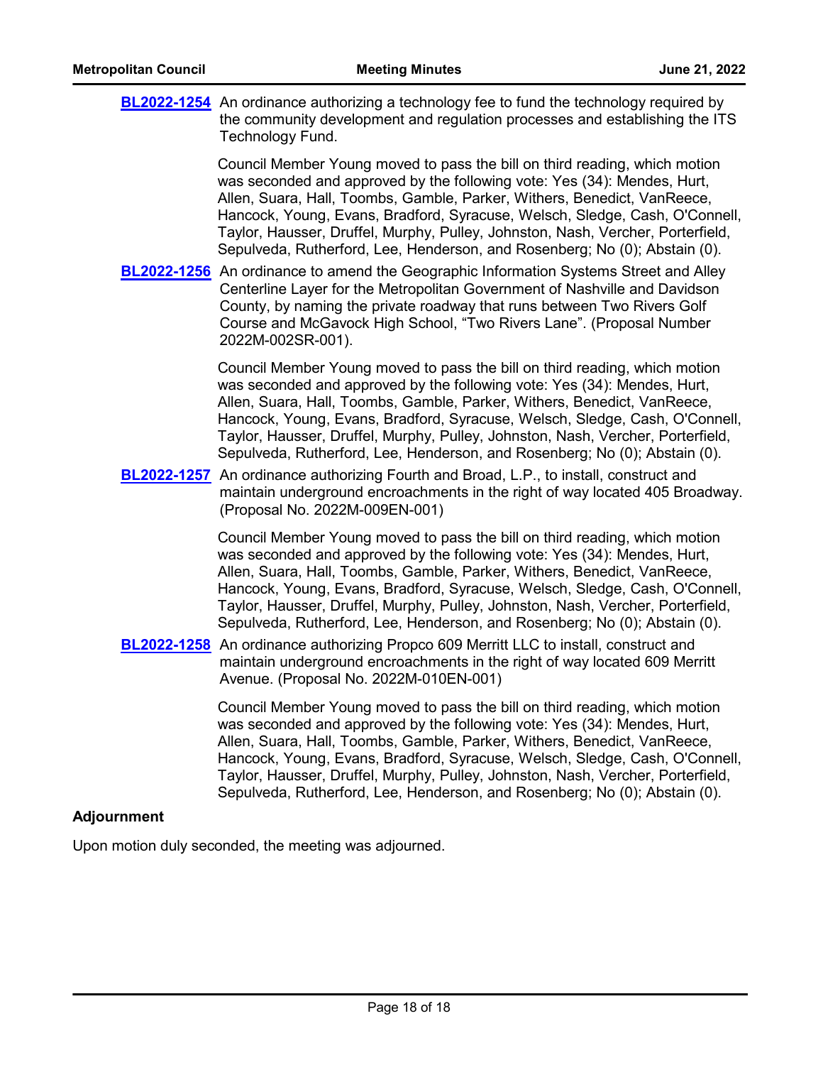**BL2022-1254** An ordinance authorizing a technology fee to fund the technology required by the community development and regulation processes and establishing the ITS Technology Fund.

Council Member Young moved to pass the bill on third reading, which motion was seconded and approved by the following vote: Yes (34): Mendes, Hurt, Allen, Suara, Hall, Toombs, Gamble, Parker, Withers, Benedict, VanReece, Hancock, Young, Evans, Bradford, Syracuse, Welsch, Sledge, Cash, O'Connell, Taylor, Hausser, Druffel, Murphy, Pulley, Johnston, Nash, Vercher, Porterfield, Sepulveda, Rutherford, Lee, Henderson, and Rosenberg; No (0); Abstain (0).

**BL2022-1256** An ordinance to amend the Geographic Information Systems Street and Alley Centerline Layer for the Metropolitan Government of Nashville and Davidson County, by naming the private roadway that runs between Two Rivers Golf Course and McGavock High School, “Two Rivers Lane”. (Proposal Number 2022M-002SR-001).

Council Member Young moved to pass the bill on third reading, which motion was seconded and approved by the following vote: Yes (34): Mendes, Hurt, Allen, Suara, Hall, Toombs, Gamble, Parker, Withers, Benedict, VanReece, Hancock, Young, Evans, Bradford, Syracuse, Welsch, Sledge, Cash, O'Connell, Taylor, Hausser, Druffel, Murphy, Pulley, Johnston, Nash, Vercher, Porterfield, Sepulveda, Rutherford, Lee, Henderson, and Rosenberg; No (0); Abstain (0).

**BL2022-1257** An ordinance authorizing Fourth and Broad, L.P., to install, construct and maintain underground encroachments in the right of way located 405 Broadway. (Proposal No. 2022M-009EN-001)

Council Member Young moved to pass the bill on third reading, which motion was seconded and approved by the following vote: Yes (34): Mendes, Hurt, Allen, Suara, Hall, Toombs, Gamble, Parker, Withers, Benedict, VanReece, Hancock, Young, Evans, Bradford, Syracuse, Welsch, Sledge, Cash, O'Connell, Taylor, Hausser, Druffel, Murphy, Pulley, Johnston, Nash, Vercher, Porterfield, Sepulveda, Rutherford, Lee, Henderson, and Rosenberg; No (0); Abstain (0).

**BL2022-1258** An ordinance authorizing Propco 609 Merritt LLC to install, construct and maintain underground encroachments in the right of way located 609 Merritt Avenue. (Proposal No. 2022M-010EN-001)

Council Member Young moved to pass the bill on third reading, which motion was seconded and approved by the following vote: Yes (34): Mendes, Hurt, Allen, Suara, Hall, Toombs, Gamble, Parker, Withers, Benedict, VanReece, Hancock, Young, Evans, Bradford, Syracuse, Welsch, Sledge, Cash, O'Connell, Taylor, Hausser, Druffel, Murphy, Pulley, Johnston, Nash, Vercher, Porterfield, Sepulveda, Rutherford, Lee, Henderson, and Rosenberg; No (0); Abstain (0).

## Adjournment

Upon motion duly seconded, the meeting was adjourned.